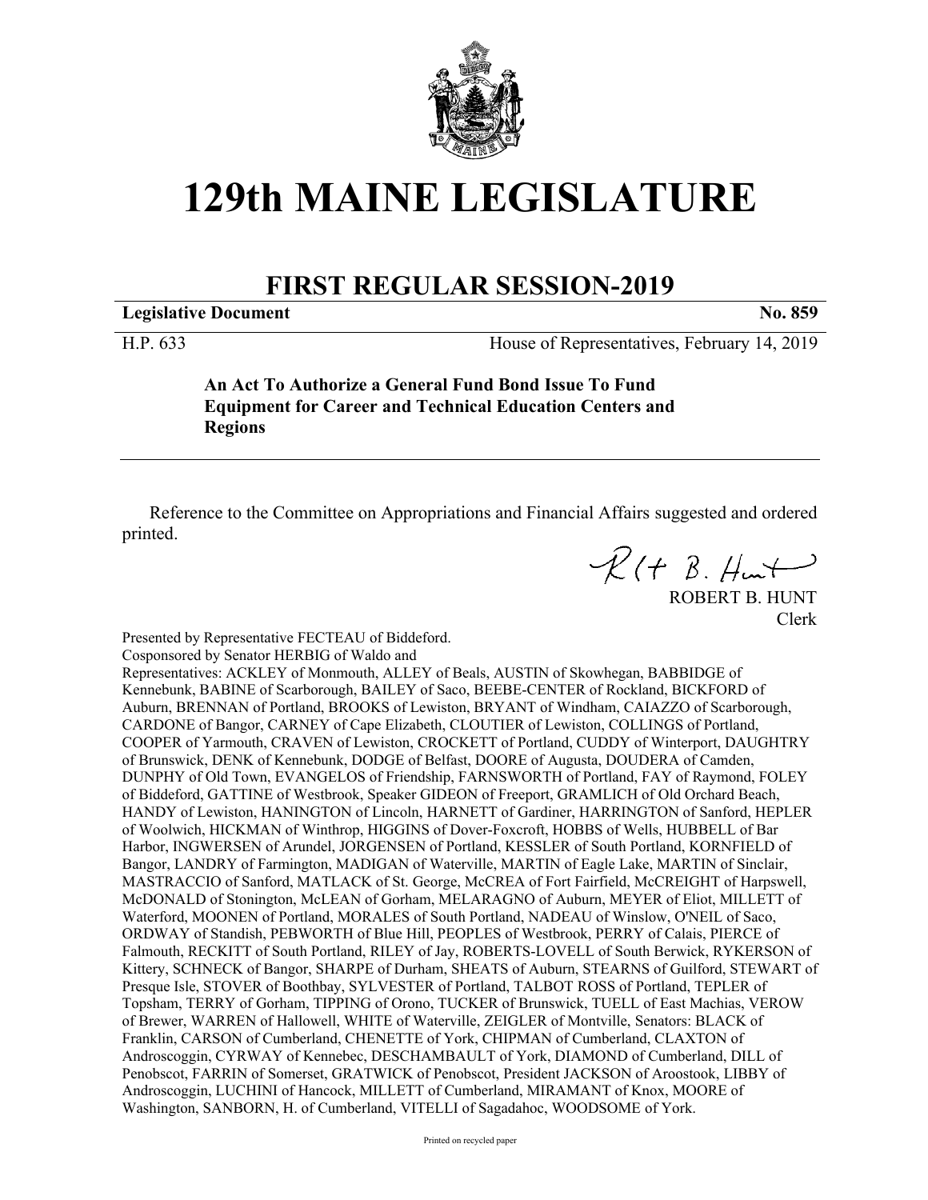# 129th MAINE LEGISLATURE

## FIRST REGULAR SESSION-2019

**Legislative Document** **No. 859**

H.P. 633 House of Representatives, February 14, 2019

**An Act To Authorize a General Fund Bond Issue To Fund Equipment for Career and Technical Education Centers and Regions**

Reference to the Committee on Appropriations and Financial Affairs suggested and ordered printed.

ROBERT B. HUNT
Clerk

Presented by Representative FECTEAU of Biddeford.
Cosponsored by Senator HERBIG of Waldo and
Representatives: ACKLEY of Monmouth, ALLEY of Beals, AUSTIN of Skowhegan, BABBIDGE of Kennebunk, BABINE of Scarborough, BAILEY of Saco, BEEBE-CENTER of Rockland, BICKFORD of Auburn, BRENNAN of Portland, BROOKS of Lewiston, BRYANT of Windham, CAIAZZO of Scarborough, CARDONE of Bangor, CARNEY of Cape Elizabeth, CLOUTIER of Lewiston, COLLINGS of Portland, COOPER of Yarmouth, CRAVEN of Lewiston, CROCKETT of Portland, CUDDY of Winterport, DAUGHTRY of Brunswick, DENK of Kennebunk, DODGE of Belfast, DOORE of Augusta, DOUDERA of Camden, DUNPHY of Old Town, EVANGELOS of Friendship, FARNSWORTH of Portland, FAY of Raymond, FOLEY of Biddeford, GATTINE of Westbrook, Speaker GIDEON of Freeport, GRAMLICH of Old Orchard Beach, HANDY of Lewiston, HANINGTON of Lincoln, HARNETT of Gardiner, HARRINGTON of Sanford, HEPLER of Woolwich, HICKMAN of Winthrop, HIGGINS of Dover-Foxcroft, HOBBS of Wells, HUBBELL of Bar Harbor, INGWERSEN of Arundel, JORGENSEN of Portland, KESSLER of South Portland, KORNFIELD of Bangor, LANDRY of Farmington, MADIGAN of Waterville, MARTIN of Eagle Lake, MARTIN of Sinclair, MASTRACCIO of Sanford, MATLACK of St. George, McCREA of Fort Fairfield, McCREIGHT of Harpswell, McDONALD of Stonington, McLEAN of Gorham, MELARAGNO of Auburn, MEYER of Eliot, MILLETT of Waterford, MOONEN of Portland, MORALES of South Portland, NADEAU of Winslow, O'NEIL of Saco, ORDWAY of Standish, PEBWORTH of Blue Hill, PEOPLES of Westbrook, PERRY of Calais, PIERCE of Falmouth, RECKITT of South Portland, RILEY of Jay, ROBERTS-LOVELL of South Berwick, RYKERSON of Kittery, SCHNECK of Bangor, SHARPE of Durham, SHEATS of Auburn, STEARNS of Guilford, STEWART of Presque Isle, STOVER of Boothbay, SYLVESTER of Portland, TALBOT ROSS of Portland, TEPLER of Topsham, TERRY of Gorham, TIPPING of Orono, TUCKER of Brunswick, TUELL of East Machias, VEROW of Brewer, WARREN of Hallowell, WHITE of Waterville, ZEIGLER of Montville, Senators: BLACK of Franklin, CARSON of Cumberland, CHENETTE of York, CHIPMAN of Cumberland, CLAXTON of Androscoggin, CYRWAY of Kennebec, DESCHAMBAULT of York, DIAMOND of Cumberland, DILL of Penobscot, FARRIN of Somerset, GRATWICK of Penobscot, President JACKSON of Aroostook, LIBBY of Androscoggin, LUCHINI of Hancock, MILLETT of Cumberland, MIRAMANT of Knox, MOORE of Washington, SANBORN, H. of Cumberland, VITELLI of Sagadahoc, WOODSOME of York.

Printed on recycled paper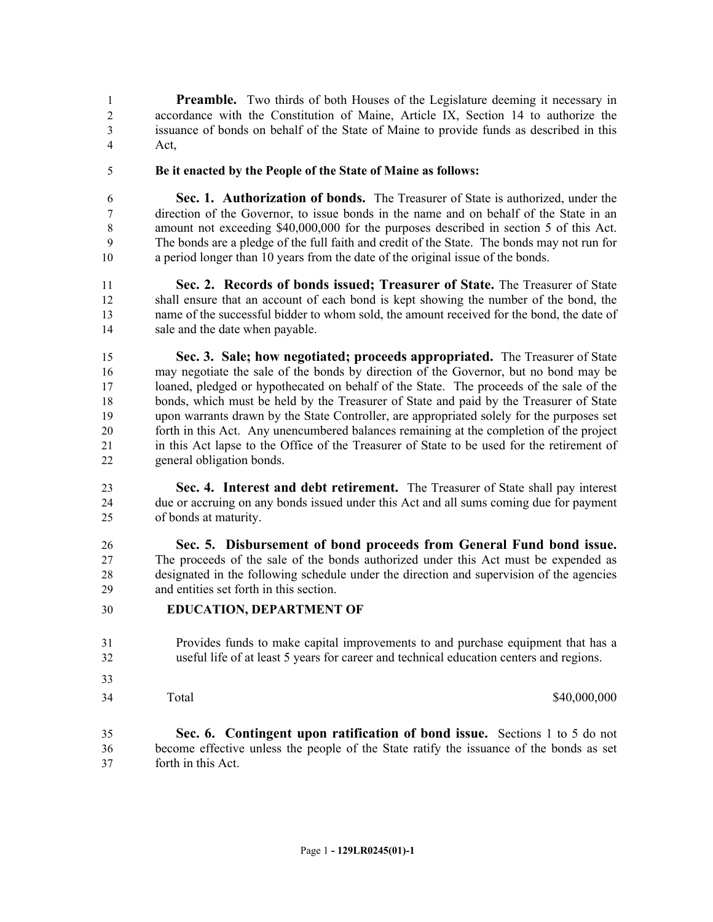**Preamble.** Two thirds of both Houses of the Legislature deeming it necessary in accordance with the Constitution of Maine, Article IX, Section 14 to authorize the issuance of bonds on behalf of the State of Maine to provide funds as described in this Act,

**Be it enacted by the People of the State of Maine as follows:**

**Sec. 1. Authorization of bonds.** The Treasurer of State is authorized, under the direction of the Governor, to issue bonds in the name and on behalf of the State in an amount not exceeding $40,000,000 for the purposes described in section 5 of this Act. The bonds are a pledge of the full faith and credit of the State. The bonds may not run for a period longer than 10 years from the date of the original issue of the bonds.

**Sec. 2. Records of bonds issued; Treasurer of State.** The Treasurer of State shall ensure that an account of each bond is kept showing the number of the bond, the name of the successful bidder to whom sold, the amount received for the bond, the date of sale and the date when payable.

**Sec. 3. Sale; how negotiated; proceeds appropriated.** The Treasurer of State may negotiate the sale of the bonds by direction of the Governor, but no bond may be loaned, pledged or hypothecated on behalf of the State. The proceeds of the sale of the bonds, which must be held by the Treasurer of State and paid by the Treasurer of State upon warrants drawn by the State Controller, are appropriated solely for the purposes set forth in this Act. Any unencumbered balances remaining at the completion of the project in this Act lapse to the Office of the Treasurer of State to be used for the retirement of general obligation bonds.

**Sec. 4. Interest and debt retirement.** The Treasurer of State shall pay interest due or accruing on any bonds issued under this Act and all sums coming due for payment of bonds at maturity.

**Sec. 5. Disbursement of bond proceeds from General Fund bond issue.** The proceeds of the sale of the bonds authorized under this Act must be expended as designated in the following schedule under the direction and supervision of the agencies and entities set forth in this section.

**EDUCATION, DEPARTMENT OF**

Provides funds to make capital improvements to and purchase equipment that has a useful life of at least 5 years for career and technical education centers and regions.

| | |
|---|---|
| Total | $40,000,000 |

**Sec. 6. Contingent upon ratification of bond issue.** Sections 1 to 5 do not become effective unless the people of the State ratify the issuance of the bonds as set forth in this Act.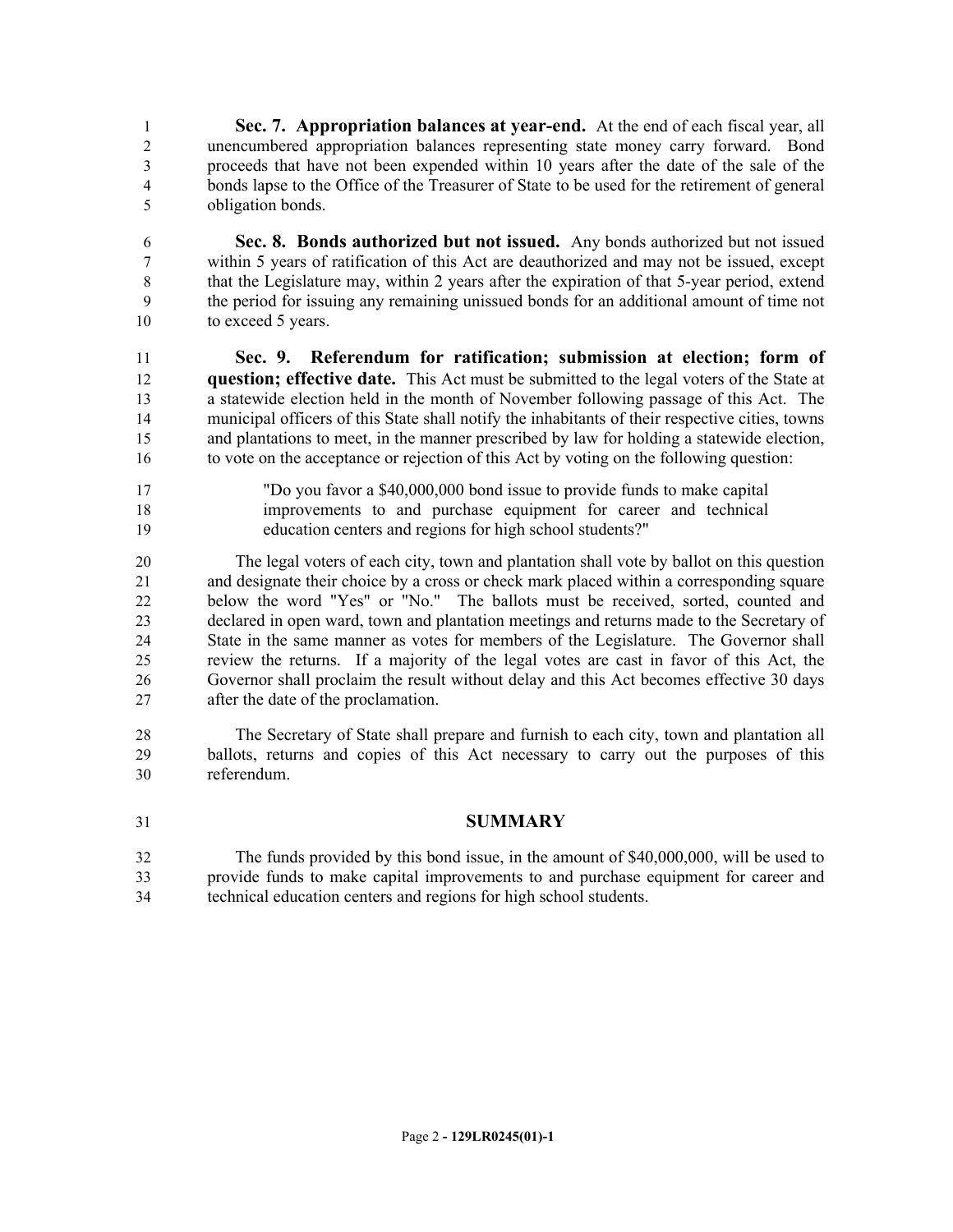**Sec. 7. Appropriation balances at year-end.** At the end of each fiscal year, all unencumbered appropriation balances representing state money carry forward. Bond proceeds that have not been expended within 10 years after the date of the sale of the bonds lapse to the Office of the Treasurer of State to be used for the retirement of general obligation bonds.

**Sec. 8. Bonds authorized but not issued.** Any bonds authorized but not issued within 5 years of ratification of this Act are deauthorized and may not be issued, except that the Legislature may, within 2 years after the expiration of that 5-year period, extend the period for issuing any remaining unissued bonds for an additional amount of time not to exceed 5 years.

**Sec. 9. Referendum for ratification; submission at election; form of question; effective date.** This Act must be submitted to the legal voters of the State at a statewide election held in the month of November following passage of this Act. The municipal officers of this State shall notify the inhabitants of their respective cities, towns and plantations to meet, in the manner prescribed by law for holding a statewide election, to vote on the acceptance or rejection of this Act by voting on the following question:

> "Do you favor a $40,000,000 bond issue to provide funds to make capital improvements to and purchase equipment for career and technical education centers and regions for high school students?"

The legal voters of each city, town and plantation shall vote by ballot on this question and designate their choice by a cross or check mark placed within a corresponding square below the word "Yes" or "No." The ballots must be received, sorted, counted and declared in open ward, town and plantation meetings and returns made to the Secretary of State in the same manner as votes for members of the Legislature. The Governor shall review the returns. If a majority of the legal votes are cast in favor of this Act, the Governor shall proclaim the result without delay and this Act becomes effective 30 days after the date of the proclamation.

The Secretary of State shall prepare and furnish to each city, town and plantation all ballots, returns and copies of this Act necessary to carry out the purposes of this referendum.

## SUMMARY

The funds provided by this bond issue, in the amount of $40,000,000, will be used to provide funds to make capital improvements to and purchase equipment for career and technical education centers and regions for high school students.